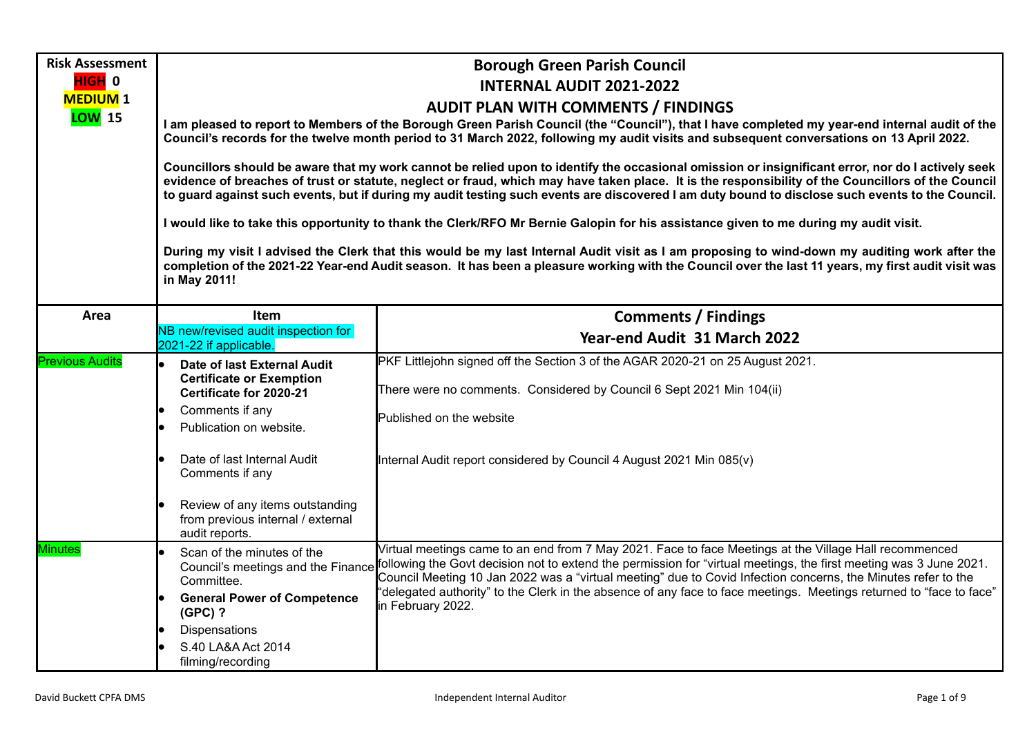| Risk Assessment | Borough Green Parish Council | |
|---|---|---|
| **HIGH 0**<br>**MEDIUM 1**<br>**LOW 15** | **INTERNAL AUDIT 2021-2022**<br>**AUDIT PLAN WITH COMMENTS / FINDINGS**<br><br>**I am pleased to report to Members of the Borough Green Parish Council (the "Council"), that I have completed my year-end internal audit of the Council's records for the twelve month period to 31 March 2022, following my audit visits and subsequent conversations on 13 April 2022.**<br><br>**Councillors should be aware that my work cannot be relied upon to identify the occasional omission or insignificant error, nor do I actively seek evidence of breaches of trust or statute, neglect or fraud, which may have taken place. It is the responsibility of the Councillors of the Council to guard against such events, but if during my audit testing such events are discovered I am duty bound to disclose such events to the Council.**<br><br>**I would like to take this opportunity to thank the Clerk/RFO Mr Bernie Galopin for his assistance given to me during my audit visit.**<br><br>**During my visit I advised the Clerk that this would be my last Internal Audit visit as I am proposing to wind-down my auditing work after the completion of the 2021-22 Year-end Audit season. It has been a pleasure working with the Council over the last 11 years, my first audit visit was in May 2011!** | |
| **Area** | **Item**<br>NB new/revised audit inspection for 2021-22 if applicable. | **Comments / Findings**<br>**Year-end Audit 31 March 2022** |
| Previous Audits | • **Date of last External Audit Certificate or Exemption Certificate for 2020-21**<br>• Comments if any<br>• Publication on website.<br><br>• Date of last Internal Audit Comments if any<br><br>• Review of any items outstanding from previous internal / external audit reports. | PKF Littlejohn signed off the Section 3 of the AGAR 2020-21 on 25 August 2021.<br><br>There were no comments. Considered by Council 6 Sept 2021 Min 104(ii)<br><br>Published on the website<br><br>Internal Audit report considered by Council 4 August 2021 Min 085(v) |
| Minutes | • Scan of the minutes of the Council's meetings and the Finance Committee.<br>• **General Power of Competence (GPC) ?**<br>• Dispensations<br>• S.40 LA&A Act 2014 filming/recording | Virtual meetings came to an end from 7 May 2021. Face to face Meetings at the Village Hall recommenced following the Govt decision not to extend the permission for "virtual meetings, the first meeting was 3 June 2021. Council Meeting 10 Jan 2022 was a "virtual meeting" due to Covid Infection concerns, the Minutes refer to the "delegated authority" to the Clerk in the absence of any face to face meetings. Meetings returned to "face to face" in February 2022. |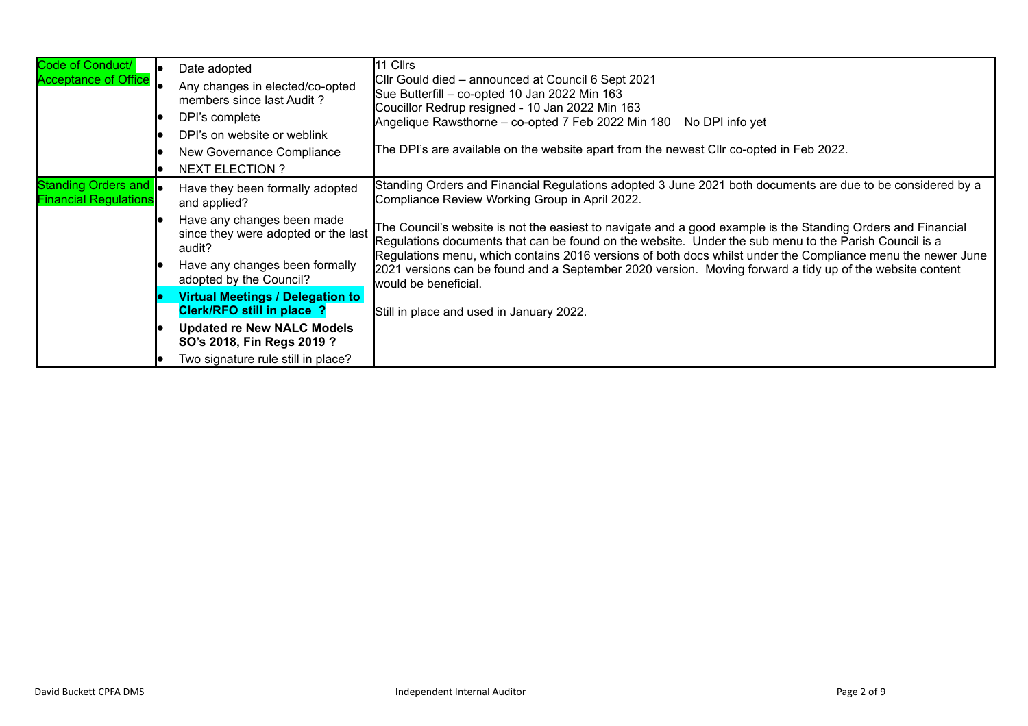| | | |
|---|---|---|
| Code of Conduct/ Acceptance of Office | <ul><li>Date adopted</li><li>Any changes in elected/co-opted members since last Audit ?</li><li>DPI's complete</li><li>DPI's on website or weblink</li><li>New Governance Compliance</li><li>NEXT ELECTION ?</li></ul> | 11 Cllrs<br>Cllr Gould died – announced at Council 6 Sept 2021<br>Sue Butterfill – co-opted 10 Jan 2022 Min 163<br>Coucillor Redrup resigned - 10 Jan 2022 Min 163<br>Angelique Rawsthorne – co-opted 7 Feb 2022 Min 180 No DPI info yet<br><br>The DPI's are available on the website apart from the newest Cllr co-opted in Feb 2022. |
| Standing Orders and Financial Regulations | <ul><li>Have they been formally adopted and applied?</li><li>Have any changes been made since they were adopted or the last audit?</li><li>Have any changes been formally adopted by the Council?</li><li>**Virtual Meetings / Delegation to Clerk/RFO still in place ?**</li><li>**Updated re New NALC Models SO's 2018, Fin Regs 2019 ?**</li><li>Two signature rule still in place?</li></ul> | Standing Orders and Financial Regulations adopted 3 June 2021 both documents are due to be considered by a Compliance Review Working Group in April 2022.<br><br>The Council's website is not the easiest to navigate and a good example is the Standing Orders and Financial Regulations documents that can be found on the website. Under the sub menu to the Parish Council is a Regulations menu, which contains 2016 versions of both docs whilst under the Compliance menu the newer June 2021 versions can be found and a September 2020 version. Moving forward a tidy up of the website content would be beneficial.<br><br>Still in place and used in January 2022. |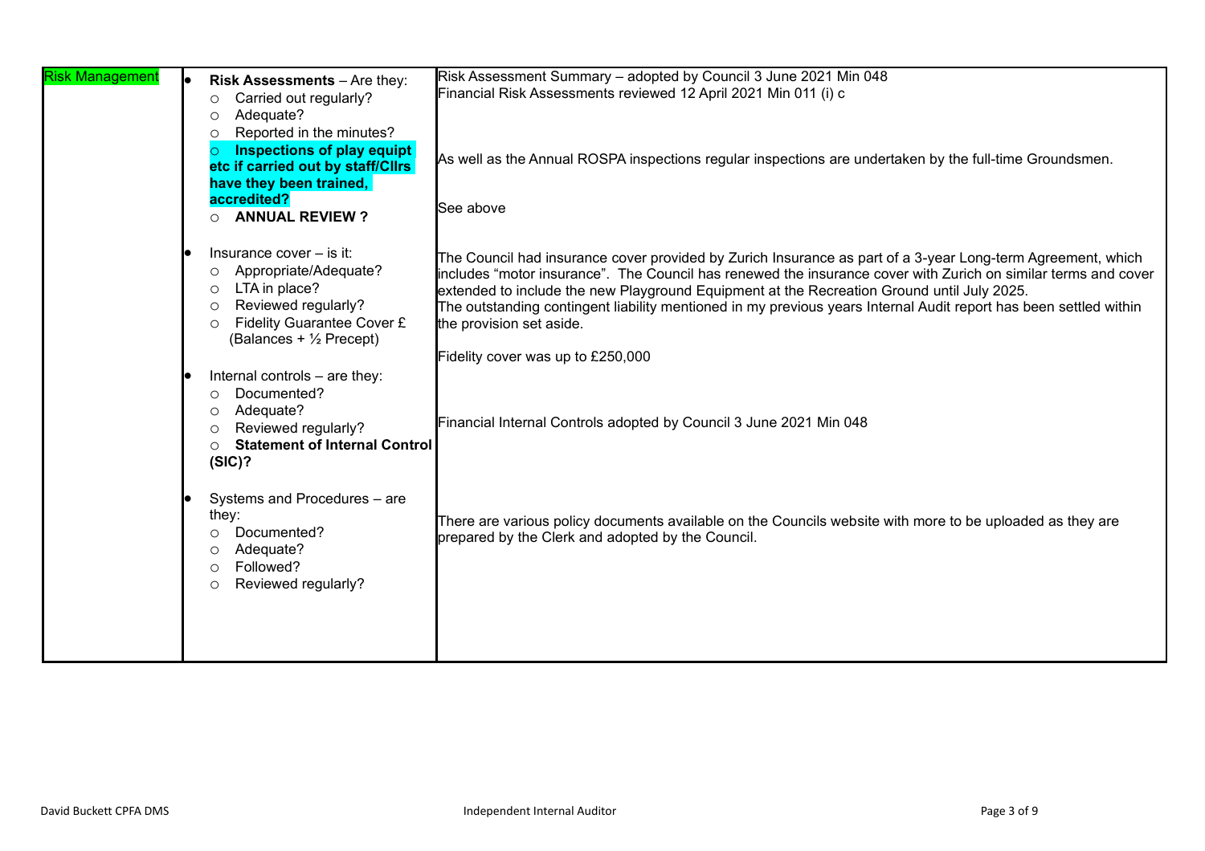| Risk Management | Checks | Findings |
|---|---|---|
| Risk Management | • **Risk Assessments** – Are they:<br>○ Carried out regularly?<br>○ Adequate?<br>○ Reported in the minutes?<br>○ **Inspections of play equipt etc if carried out by staff/Cllrs have they been trained, accredited?**<br>○ **ANNUAL REVIEW ?** | Risk Assessment Summary – adopted by Council 3 June 2021 Min 048<br>Financial Risk Assessments reviewed 12 April 2021 Min 011 (i) c<br><br>As well as the Annual ROSPA inspections regular inspections are undertaken by the full-time Groundsmen.<br><br>See above |
| | • Insurance cover – is it:<br>○ Appropriate/Adequate?<br>○ LTA in place?<br>○ Reviewed regularly?<br>○ Fidelity Guarantee Cover £ (Balances + ½ Precept) | The Council had insurance cover provided by Zurich Insurance as part of a 3-year Long-term Agreement, which includes "motor insurance". The Council has renewed the insurance cover with Zurich on similar terms and cover extended to include the new Playground Equipment at the Recreation Ground until July 2025.<br>The outstanding contingent liability mentioned in my previous years Internal Audit report has been settled within the provision set aside.<br><br>Fidelity cover was up to £250,000 |
| | • Internal controls – are they:<br>○ Documented?<br>○ Adequate?<br>○ Reviewed regularly?<br>○ **Statement of Internal Control (SIC)?** | Financial Internal Controls adopted by Council 3 June 2021 Min 048 |
| | • Systems and Procedures – are they:<br>○ Documented?<br>○ Adequate?<br>○ Followed?<br>○ Reviewed regularly? | There are various policy documents available on the Councils website with more to be uploaded as they are prepared by the Clerk and adopted by the Council. |

David Buckett CPFA DMS — Independent Internal Auditor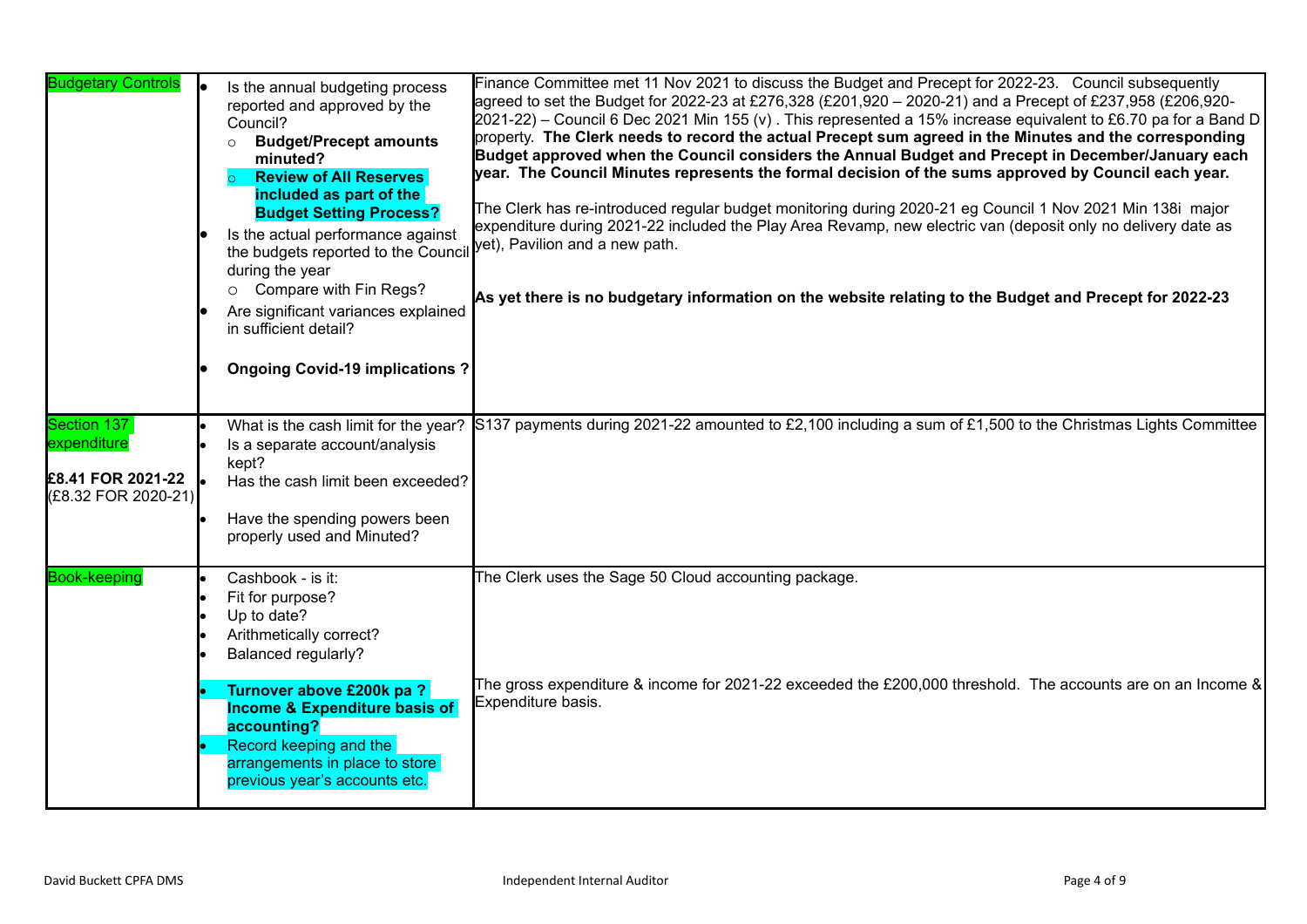| | | |
|---|---|---|
| Budgetary Controls | • Is the annual budgeting process reported and approved by the Council?<br>○ **Budget/Precept amounts minuted?**<br>○ **Review of All Reserves included as part of the Budget Setting Process?**<br>• Is the actual performance against the budgets reported to the Council during the year<br>○ Compare with Fin Regs?<br>• Are significant variances explained in sufficient detail?<br>• **Ongoing Covid-19 implications ?** | Finance Committee met 11 Nov 2021 to discuss the Budget and Precept for 2022-23. Council subsequently agreed to set the Budget for 2022-23 at £276,328 (£201,920 – 2020-21) and a Precept of £237,958 (£206,920-2021-22) – Council 6 Dec 2021 Min 155 (v) . This represented a 15% increase equivalent to £6.70 pa for a Band D property. **The Clerk needs to record the actual Precept sum agreed in the Minutes and the corresponding Budget approved when the Council considers the Annual Budget and Precept in December/January each year. The Council Minutes represents the formal decision of the sums approved by Council each year.**<br><br>The Clerk has re-introduced regular budget monitoring during 2020-21 eg Council 1 Nov 2021 Min 138i major expenditure during 2021-22 included the Play Area Revamp, new electric van (deposit only no delivery date as yet), Pavilion and a new path.<br><br>**As yet there is no budgetary information on the website relating to the Budget and Precept for 2022-23** |
| Section 137 expenditure<br><br>**£8.41 FOR 2021-22**<br>(£8.32 FOR 2020-21) | • What is the cash limit for the year?<br>• Is a separate account/analysis kept?<br>• Has the cash limit been exceeded?<br>• Have the spending powers been properly used and Minuted? | S137 payments during 2021-22 amounted to £2,100 including a sum of £1,500 to the Christmas Lights Committee |
| Book-keeping | • Cashbook - is it:<br>• Fit for purpose?<br>• Up to date?<br>• Arithmetically correct?<br>• Balanced regularly?<br>• **Turnover above £200k pa ? Income & Expenditure basis of accounting?**<br>• Record keeping and the arrangements in place to store previous year's accounts etc. | The Clerk uses the Sage 50 Cloud accounting package.<br><br>The gross expenditure & income for 2021-22 exceeded the £200,000 threshold. The accounts are on an Income & Expenditure basis. |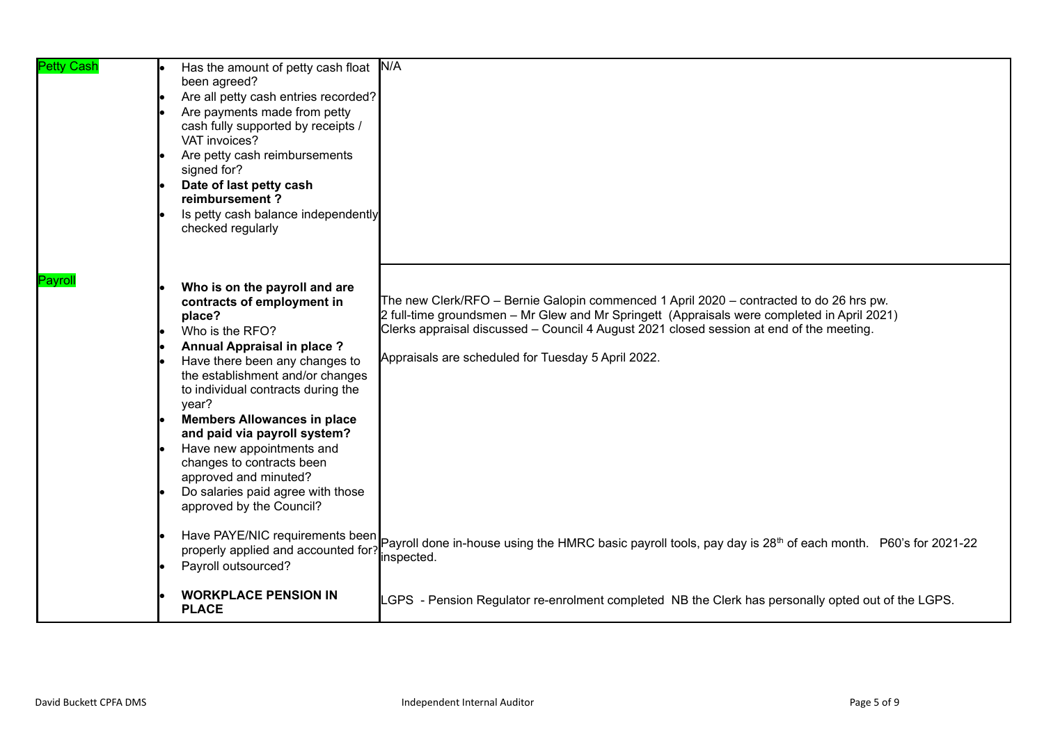| | | |
|---|---|---|
| Petty Cash | • Has the amount of petty cash float been agreed?<br>• Are all petty cash entries recorded?<br>• Are payments made from petty cash fully supported by receipts / VAT invoices?<br>• Are petty cash reimbursements signed for?<br>• **Date of last petty cash reimbursement ?**<br>• Is petty cash balance independently checked regularly | N/A |
| Payroll | • **Who is on the payroll and are contracts of employment in place?**<br>• Who is the RFO?<br>• **Annual Appraisal in place ?**<br>• Have there been any changes to the establishment and/or changes to individual contracts during the year?<br>• **Members Allowances in place and paid via payroll system?**<br>• Have new appointments and changes to contracts been approved and minuted?<br>• Do salaries paid agree with those approved by the Council? | The new Clerk/RFO – Bernie Galopin commenced 1 April 2020 – contracted to do 26 hrs pw.<br>2 full-time groundsmen – Mr Glew and Mr Springett (Appraisals were completed in April 2021)<br>Clerks appraisal discussed – Council 4 August 2021 closed session at end of the meeting.<br><br>Appraisals are scheduled for Tuesday 5 April 2022. |
| | • Have PAYE/NIC requirements been properly applied and accounted for?<br>• Payroll outsourced? | Payroll done in-house using the HMRC basic payroll tools, pay day is 28th of each month. P60's for 2021-22 inspected. |
| | • **WORKPLACE PENSION IN PLACE** | LGPS - Pension Regulator re-enrolment completed NB the Clerk has personally opted out of the LGPS. |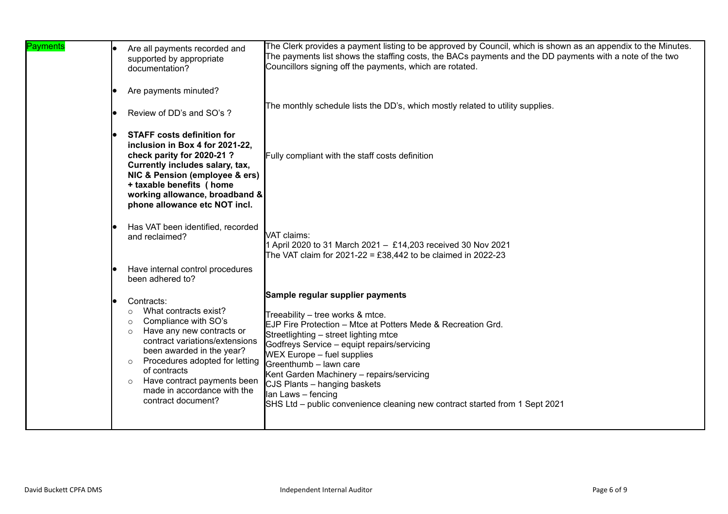| Payments | <ul><li>Are all payments recorded and supported by appropriate documentation?</li><li>Are payments minuted?</li><li>Review of DD's and SO's ?</li><li>**STAFF costs definition for inclusion in Box 4 for 2021-22, check parity for 2020-21 ? Currently includes salary, tax, NIC & Pension (employee & ers) + taxable benefits ( home working allowance, broadband & phone allowance etc NOT incl.**</li><li>Has VAT been identified, recorded and reclaimed?</li><li>Have internal control procedures been adhered to?</li><li>Contracts:<ul><li>What contracts exist?</li><li>Compliance with SO's</li><li>Have any new contracts or contract variations/extensions been awarded in the year?</li><li>Procedures adopted for letting of contracts</li><li>Have contract payments been made in accordance with the contract document?</li></ul></li></ul> | The Clerk provides a payment listing to be approved by Council, which is shown as an appendix to the Minutes. The payments list shows the staffing costs, the BACs payments and the DD payments with a note of the two Councillors signing off the payments, which are rotated.<br><br>The monthly schedule lists the DD's, which mostly related to utility supplies.<br><br>Fully compliant with the staff costs definition<br><br>VAT claims:<br>1 April 2020 to 31 March 2021 – £14,203 received 30 Nov 2021<br>The VAT claim for 2021-22 = £38,442 to be claimed in 2022-23<br><br>**Sample regular supplier payments**<br><br>Treeability – tree works & mtce.<br>EJP Fire Protection – Mtce at Potters Mede & Recreation Grd.<br>Streetlighting – street lighting mtce<br>Godfreys Service – equipt repairs/servicing<br>WEX Europe – fuel supplies<br>Greenthumb – lawn care<br>Kent Garden Machinery – repairs/servicing<br>CJS Plants – hanging baskets<br>Ian Laws – fencing<br>SHS Ltd – public convenience cleaning new contract started from 1 Sept 2021 |
|---|---|---|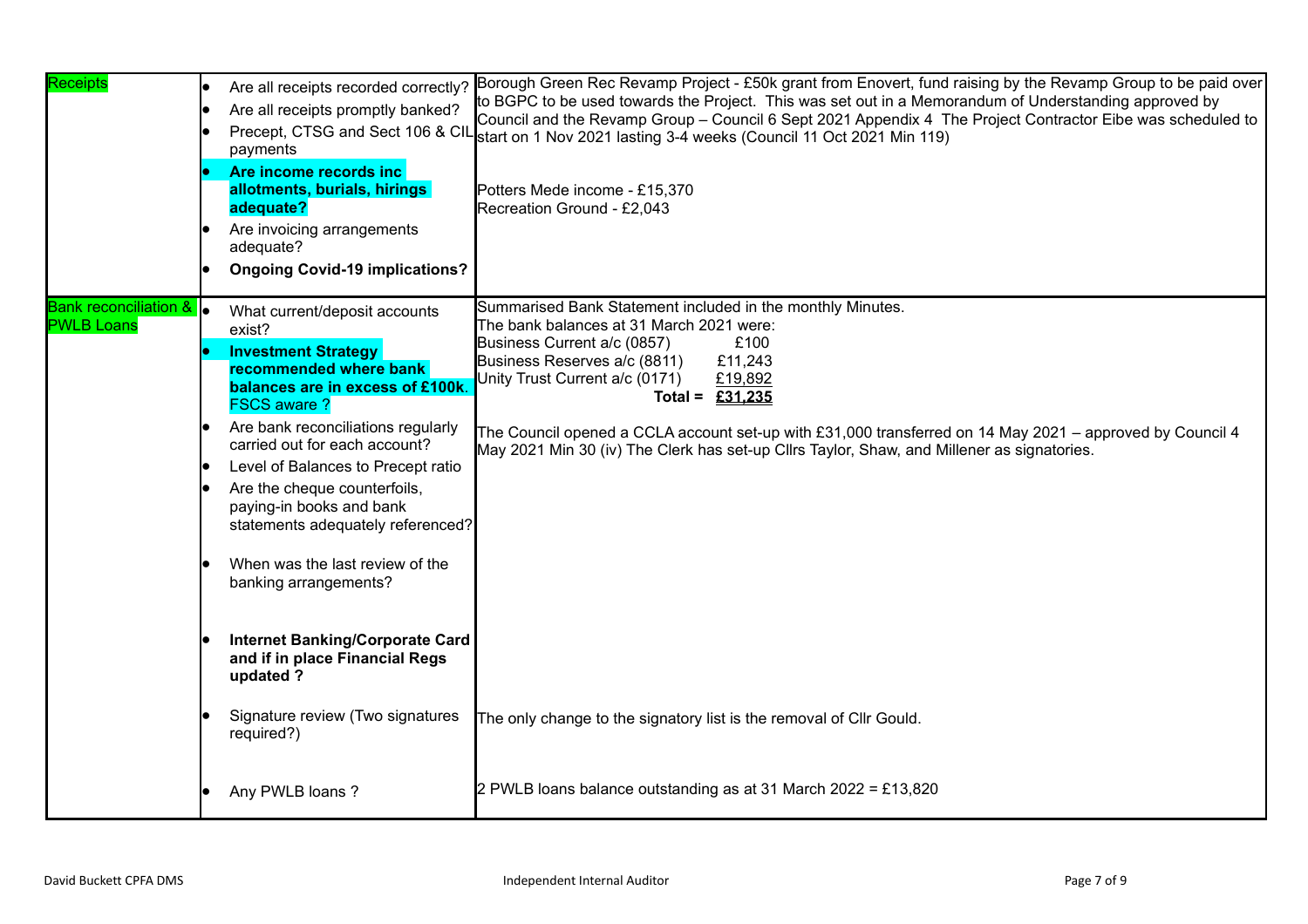| Receipts | • Are all receipts recorded correctly?<br>• Are all receipts promptly banked?<br>• Precept, CTSG and Sect 106 & CIL payments<br>• **Are income records inc allotments, burials, hirings adequate?**<br>• Are invoicing arrangements adequate?<br>• **Ongoing Covid-19 implications?** | Borough Green Rec Revamp Project - £50k grant from Enovert, fund raising by the Revamp Group to be paid over to BGPC to be used towards the Project. This was set out in a Memorandum of Understanding approved by Council and the Revamp Group – Council 6 Sept 2021 Appendix 4 The Project Contractor Eibe was scheduled to start on 1 Nov 2021 lasting 3-4 weeks (Council 11 Oct 2021 Min 119)<br><br>Potters Mede income - £15,370<br>Recreation Ground - £2,043 |
|---|---|---|
| Bank reconciliation & PWLB Loans | • What current/deposit accounts exist?<br>• **Investment Strategy recommended where bank balances are in excess of £100k**. FSCS aware ?<br>• Are bank reconciliations regularly carried out for each account?<br>• Level of Balances to Precept ratio<br>• Are the cheque counterfoils, paying-in books and bank statements adequately referenced?<br>• When was the last review of the banking arrangements?<br>• **Internet Banking/Corporate Card and if in place Financial Regs updated ?**<br>• Signature review (Two signatures required?)<br>• Any PWLB loans ? | Summarised Bank Statement included in the monthly Minutes.<br>The bank balances at 31 March 2021 were:<br>Business Current a/c (0857) £100<br>Business Reserves a/c (8811) £11,243<br>Unity Trust Current a/c (0171) £19,892<br>**Total = £31,235**<br><br>The Council opened a CCLA account set-up with £31,000 transferred on 14 May 2021 – approved by Council 4 May 2021 Min 30 (iv) The Clerk has set-up Cllrs Taylor, Shaw, and Millener as signatories.<br><br>The only change to the signatory list is the removal of Cllr Gould.<br><br>2 PWLB loans balance outstanding as at 31 March 2022 = £13,820 |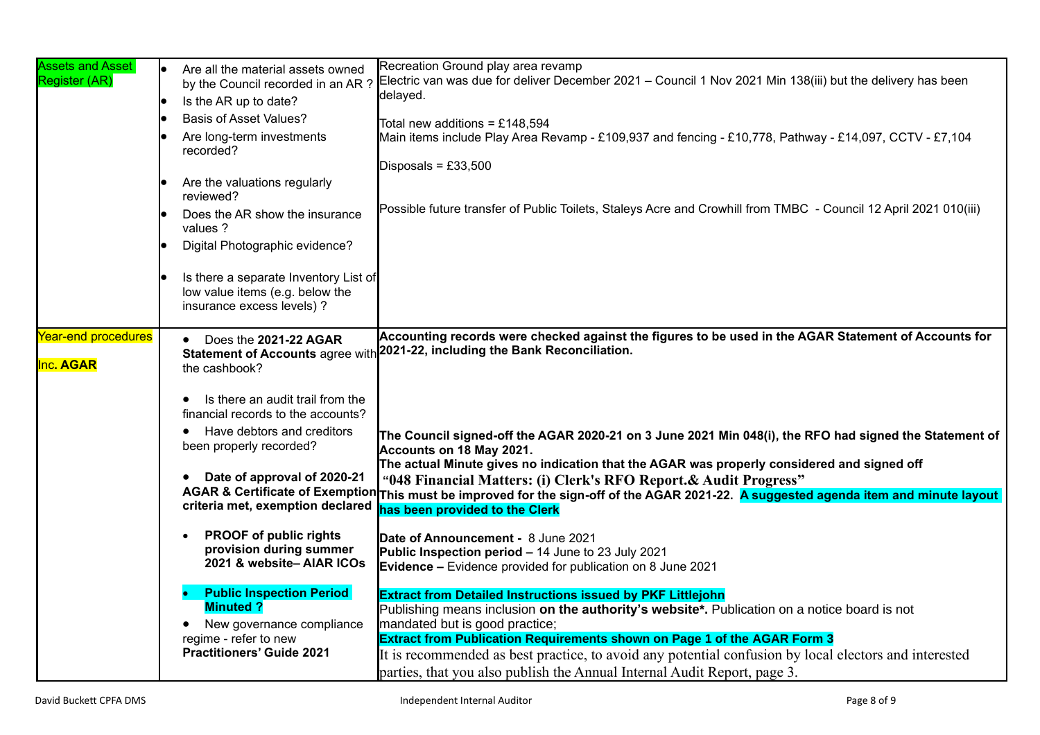| | | |
|---|---|---|
| Assets and Asset Register (AR) | • Are all the material assets owned by the Council recorded in an AR ?<br>• Is the AR up to date?<br>• Basis of Asset Values?<br>• Are long-term investments recorded?<br>• Are the valuations regularly reviewed?<br>• Does the AR show the insurance values ?<br>• Digital Photographic evidence?<br>• Is there a separate Inventory List of low value items (e.g. below the insurance excess levels) ? | Recreation Ground play area revamp<br>Electric van was due for deliver December 2021 – Council 1 Nov 2021 Min 138(iii) but the delivery has been delayed.<br><br>Total new additions = £148,594<br>Main items include Play Area Revamp - £109,937 and fencing - £10,778, Pathway - £14,097, CCTV - £7,104<br><br>Disposals = £33,500<br><br>Possible future transfer of Public Toilets, Staleys Acre and Crowhill from TMBC - Council 12 April 2021 010(iii) |
| Year-end procedures<br><br>Inc. **AGAR** | • Does the **2021-22 AGAR Statement of Accounts** agree with the cashbook?<br><br>• Is there an audit trail from the financial records to the accounts?<br>• Have debtors and creditors been properly recorded?<br><br>• **Date of approval of 2020-21 AGAR & Certificate of Exemption criteria met, exemption declared**<br><br>• **PROOF of public rights provision during summer 2021 & website– AIAR ICOs**<br><br>• **Public Inspection Period Minuted ?**<br>• New governance compliance regime - refer to new **Practitioners' Guide 2021** | **Accounting records were checked against the figures to be used in the AGAR Statement of Accounts for 2021-22, including the Bank Reconciliation.**<br><br>**The Council signed-off the AGAR 2020-21 on 3 June 2021 Min 048(i), the RFO had signed the Statement of Accounts on 18 May 2021.**<br>**The actual Minute gives no indication that the AGAR was properly considered and signed off**<br>**"048 Financial Matters: (i) Clerk's RFO Report.& Audit Progress"**<br>**This must be improved for the sign-off of the AGAR 2021-22. A suggested agenda item and minute layout has been provided to the Clerk**<br><br>**Date of Announcement -** 8 June 2021<br>**Public Inspection period –** 14 June to 23 July 2021<br>**Evidence –** Evidence provided for publication on 8 June 2021<br><br>**Extract from Detailed Instructions issued by PKF Littlejohn**<br>Publishing means inclusion **on the authority's website\*.** Publication on a notice board is not mandated but is good practice;<br>**Extract from Publication Requirements shown on Page 1 of the AGAR Form 3**<br>It is recommended as best practice, to avoid any potential confusion by local electors and interested parties, that you also publish the Annual Internal Audit Report, page 3. |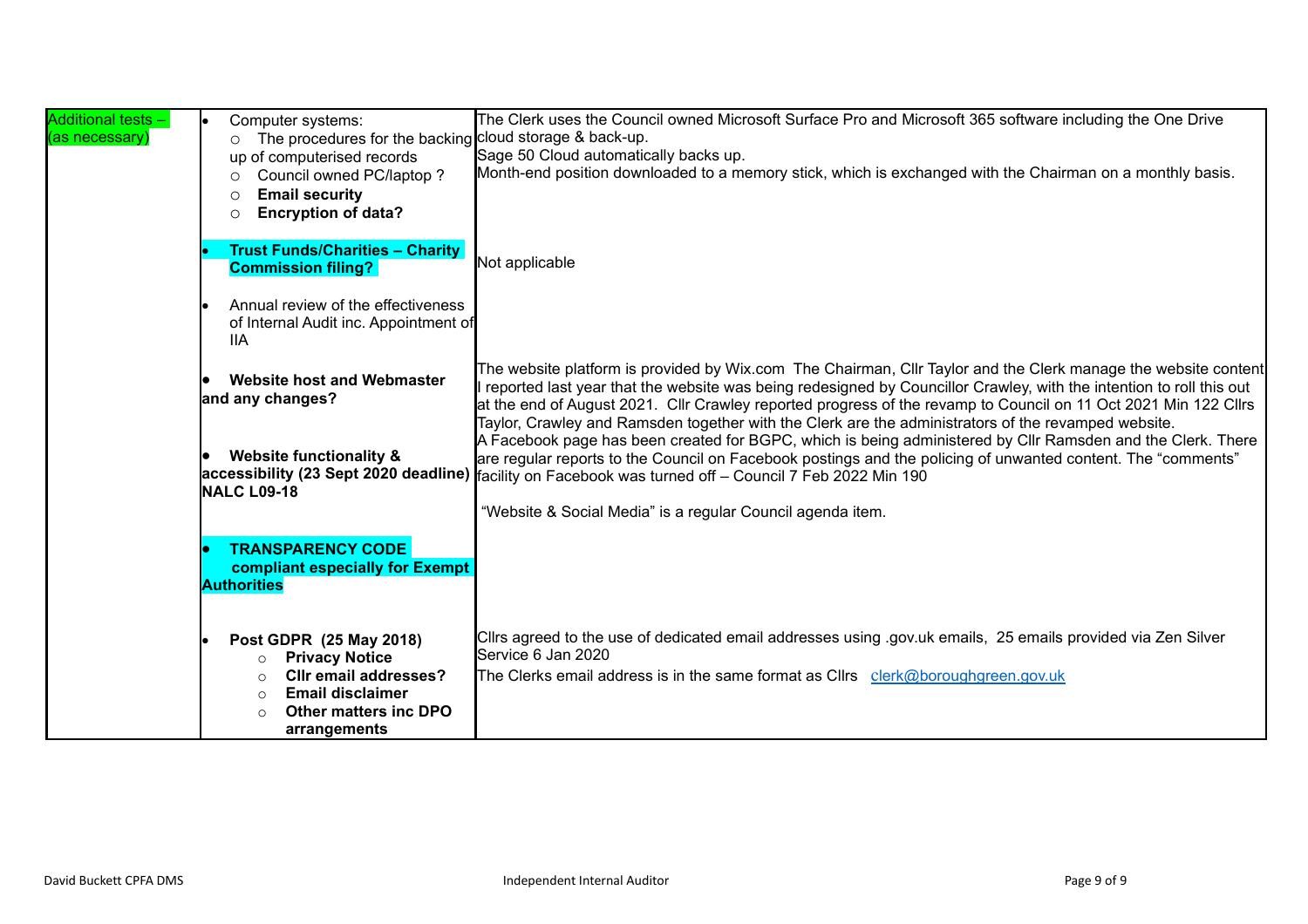| | | |
|---|---|---|
| Additional tests – (as necessary) | • Computer systems:<br>○ The procedures for the backing up of computerised records<br>○ Council owned PC/laptop ?<br>○ **Email security**<br>○ **Encryption of data?** | The Clerk uses the Council owned Microsoft Surface Pro and Microsoft 365 software including the One Drive cloud storage & back-up.<br>Sage 50 Cloud automatically backs up.<br>Month-end position downloaded to a memory stick, which is exchanged with the Chairman on a monthly basis. |
| | • **Trust Funds/Charities – Charity Commission filing?** | Not applicable |
| | • Annual review of the effectiveness of Internal Audit inc. Appointment of IIA | |
| | • **Website host and Webmaster and any changes?**<br><br>• **Website functionality & accessibility (23 Sept 2020 deadline) NALC L09-18** | The website platform is provided by Wix.com The Chairman, Cllr Taylor and the Clerk manage the website content I reported last year that the website was being redesigned by Councillor Crawley, with the intention to roll this out at the end of August 2021. Cllr Crawley reported progress of the revamp to Council on 11 Oct 2021 Min 122 Cllrs Taylor, Crawley and Ramsden together with the Clerk are the administrators of the revamped website.<br>A Facebook page has been created for BGPC, which is being administered by Cllr Ramsden and the Clerk. There are regular reports to the Council on Facebook postings and the policing of unwanted content. The "comments" facility on Facebook was turned off – Council 7 Feb 2022 Min 190<br><br>"Website & Social Media" is a regular Council agenda item. |
| | • **TRANSPARENCY CODE compliant especially for Exempt Authorities** | |
| | • **Post GDPR (25 May 2018)**<br>○ **Privacy Notice**<br>○ **Cllr email addresses?**<br>○ **Email disclaimer**<br>○ **Other matters inc DPO arrangements** | Cllrs agreed to the use of dedicated email addresses using .gov.uk emails, 25 emails provided via Zen Silver Service 6 Jan 2020<br>The Clerks email address is in the same format as Cllrs clerk@boroughgreen.gov.uk |

David Buckett CPFA DMS Independent Internal Auditor